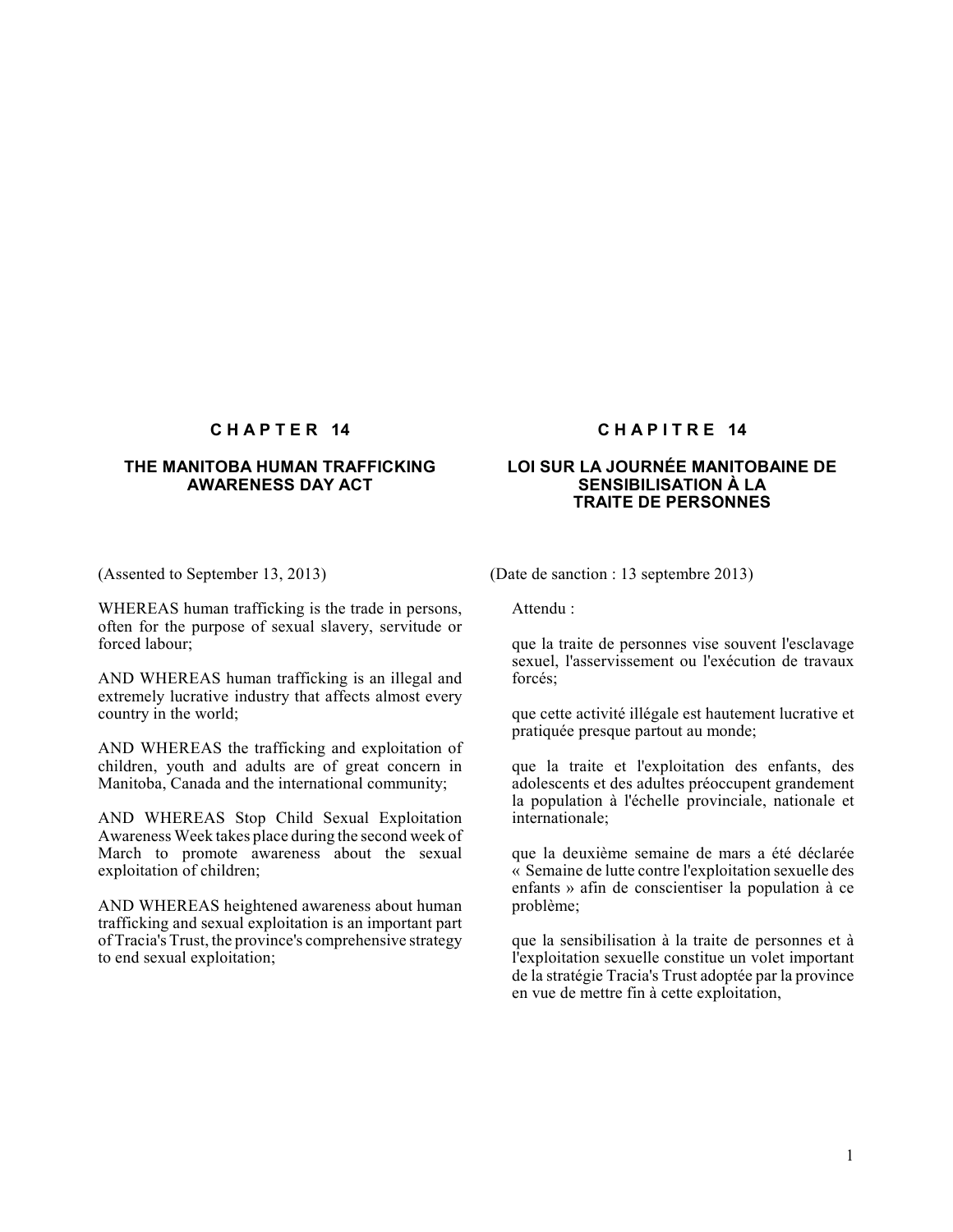## CHAPTER 14

## THE MANITOBA HUMAN TRAFFICKING AWARENESS DAY ACT

(Assented to September 13, 2013)

WHEREAS human trafficking is the trade in persons, often for the purpose of sexual slavery, servitude or forced labour;

AND WHEREAS human trafficking is an illegal and extremely lucrative industry that affects almost every country in the world;

AND WHEREAS the trafficking and exploitation of children, youth and adults are of great concern in Manitoba, Canada and the international community;

AND WHEREAS Stop Child Sexual Exploitation Awareness Week takes place during the second week of March to promote awareness about the sexual exploitation of children;

AND WHEREAS heightened awareness about human trafficking and sexual exploitation is an important part of Tracia's Trust, the province's comprehensive strategy to end sexual exploitation;

## CHAPITRE 14

## LOI SUR LA JOURNÉE MANITOBAINE DE SENSIBILISATION À LA TRAITE DE PERSONNES

(Date de sanction : 13 septembre 2013)

Attendu :

que la traite de personnes vise souvent l'esclavage sexuel, l'asservissement ou l'exécution de travaux forcés;

que cette activité illégale est hautement lucrative et pratiquée presque partout au monde;

que la traite et l'exploitation des enfants, des adolescents et des adultes préoccupent grandement la population à l'échelle provinciale, nationale et internationale;

que la deuxième semaine de mars a été déclarée « Semaine de lutte contre l'exploitation sexuelle des enfants » afin de conscientiser la population à ce problème;

que la sensibilisation à la traite de personnes et à l'exploitation sexuelle constitue un volet important de la stratégie Tracia's Trust adoptée par la province en vue de mettre fin à cette exploitation,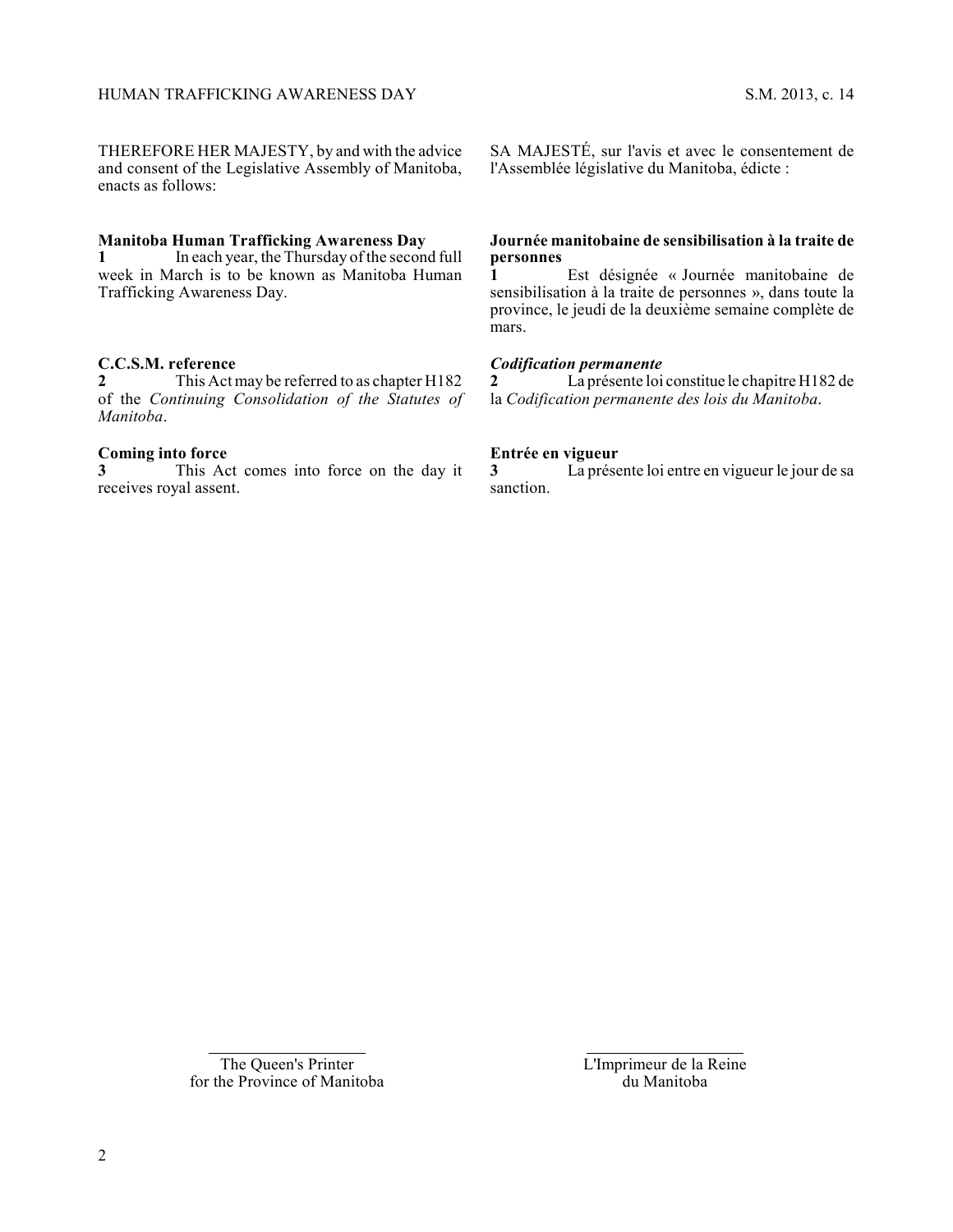THEREFORE HER MAJESTY, by and with the advice and consent of the Legislative Assembly of Manitoba, enacts as follows:

**Manitoba Human Trafficking Awareness Day**

**1** In each year, the Thursday of the second full week in March is to be known as Manitoba Human Trafficking Awareness Day.

**C.C.S.M. reference**

**2** This Act may be referred to as chapter H182 of the *Continuing Consolidation of the Statutes of Manitoba*.

**Coming into force**

**3** This Act comes into force on the day it receives royal assent.

SA MAJESTÉ, sur l'avis et avec le consentement de l'Assemblée législative du Manitoba, édicte :

**Journée manitobaine de sensibilisation à la traite de personnes**

**1** Est désignée « Journée manitobaine de sensibilisation à la traite de personnes », dans toute la province, le jeudi de la deuxième semaine complète de mars.

***Codification permanente***

**2** La présente loi constitue le chapitre H182 de la *Codification permanente des lois du Manitoba*.

**Entrée en vigueur**

**3** La présente loi entre en vigueur le jour de sa sanction.

The Queen's Printer
for the Province of Manitoba

L'Imprimeur de la Reine
du Manitoba